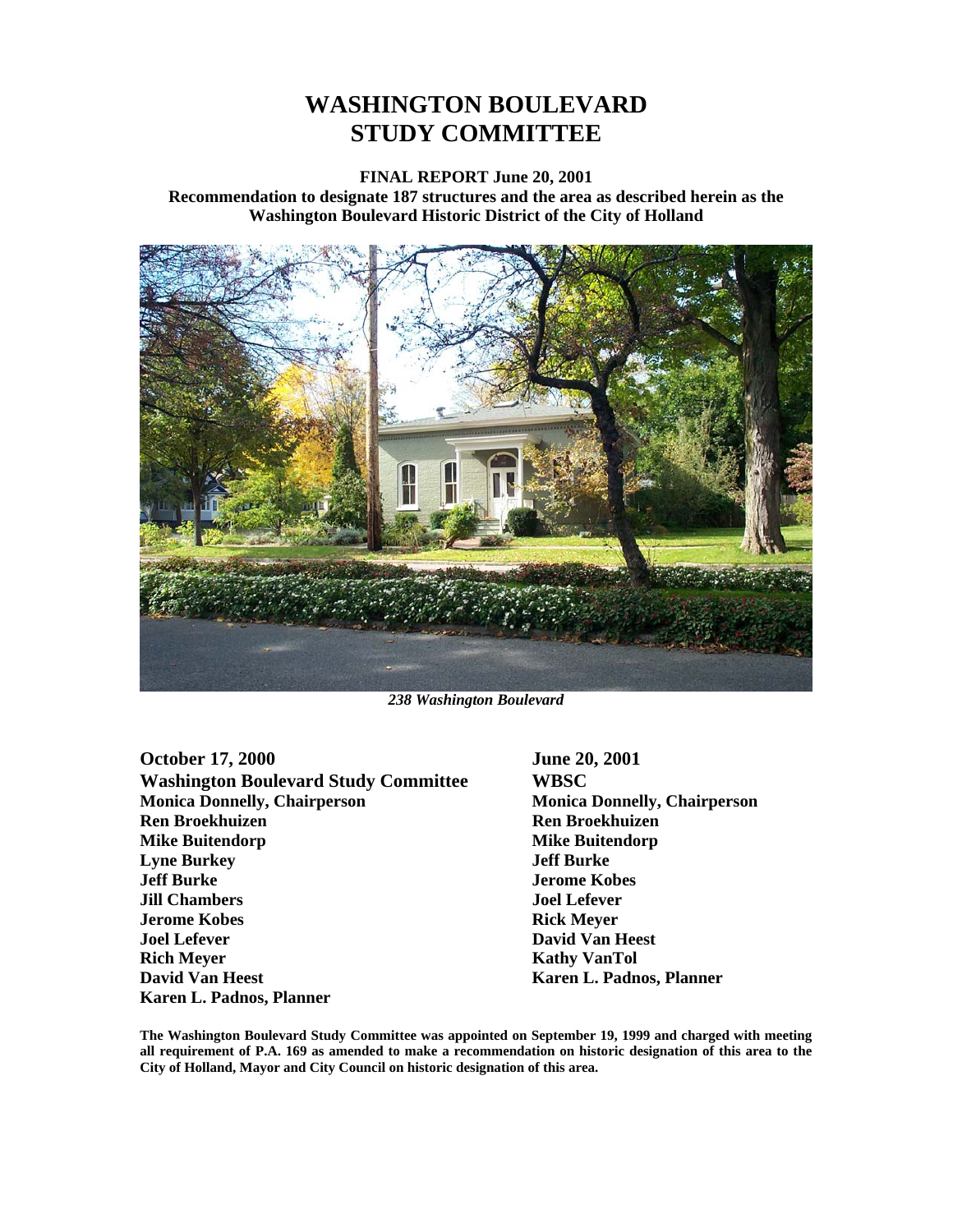# WASHINGTON BOULEVARD STUDY COMMITTEE

**FINAL REPORT June 20, 2001**
**Recommendation to designate 187 structures and the area as described herein as the Washington Boulevard Historic District of the City of Holland**

*238 Washington Boulevard*

**October 17, 2000**
**Washington Boulevard Study Committee**
**Monica Donnelly, Chairperson**
**Ren Broekhuizen**
**Mike Buitendorp**
**Lyne Burkey**
**Jeff Burke**
**Jill Chambers**
**Jerome Kobes**
**Joel Lefever**
**Rich Meyer**
**David Van Heest**
**Karen L. Padnos, Planner**

**June 20, 2001**
**WBSC**
**Monica Donnelly, Chairperson**
**Ren Broekhuizen**
**Mike Buitendorp**
**Jeff Burke**
**Jerome Kobes**
**Joel Lefever**
**Rick Meyer**
**David Van Heest**
**Kathy VanTol**
**Karen L. Padnos, Planner**

**The Washington Boulevard Study Committee was appointed on September 19, 1999 and charged with meeting all requirement of P.A. 169 as amended to make a recommendation on historic designation of this area to the City of Holland, Mayor and City Council on historic designation of this area.**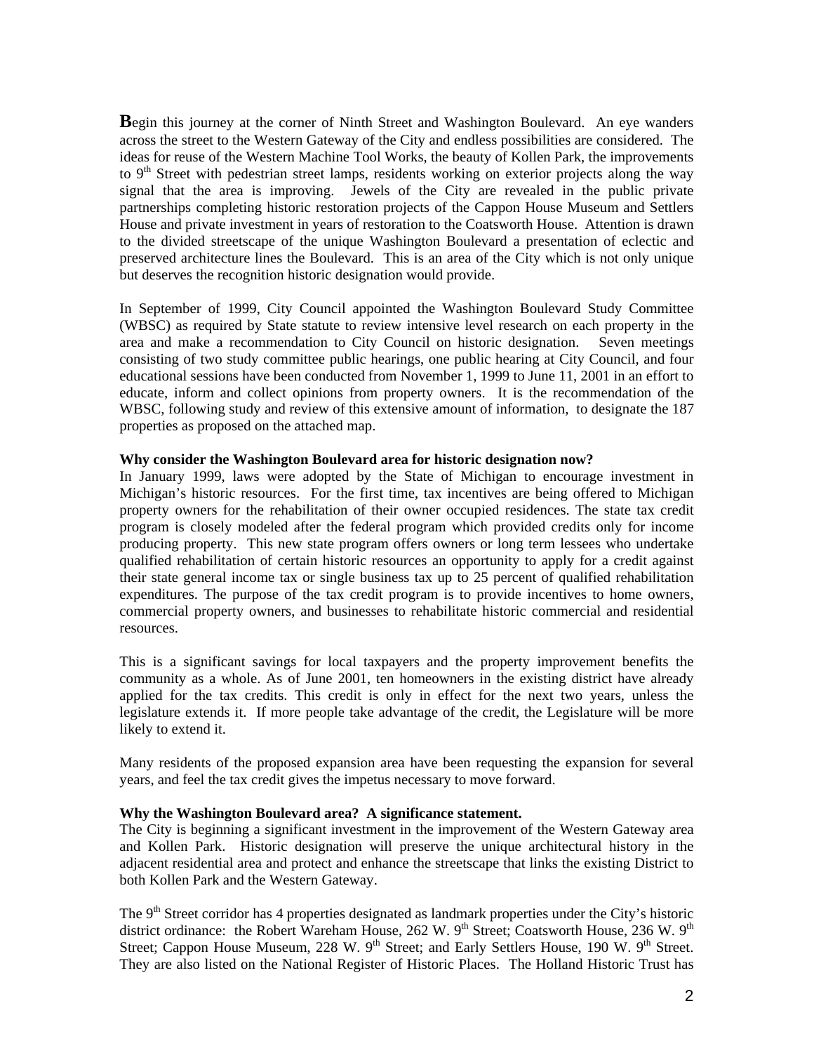**B**egin this journey at the corner of Ninth Street and Washington Boulevard. An eye wanders across the street to the Western Gateway of the City and endless possibilities are considered. The ideas for reuse of the Western Machine Tool Works, the beauty of Kollen Park, the improvements to 9th Street with pedestrian street lamps, residents working on exterior projects along the way signal that the area is improving. Jewels of the City are revealed in the public private partnerships completing historic restoration projects of the Cappon House Museum and Settlers House and private investment in years of restoration to the Coatsworth House. Attention is drawn to the divided streetscape of the unique Washington Boulevard a presentation of eclectic and preserved architecture lines the Boulevard. This is an area of the City which is not only unique but deserves the recognition historic designation would provide.

In September of 1999, City Council appointed the Washington Boulevard Study Committee (WBSC) as required by State statute to review intensive level research on each property in the area and make a recommendation to City Council on historic designation. Seven meetings consisting of two study committee public hearings, one public hearing at City Council, and four educational sessions have been conducted from November 1, 1999 to June 11, 2001 in an effort to educate, inform and collect opinions from property owners. It is the recommendation of the WBSC, following study and review of this extensive amount of information, to designate the 187 properties as proposed on the attached map.

**Why consider the Washington Boulevard area for historic designation now?**

In January 1999, laws were adopted by the State of Michigan to encourage investment in Michigan's historic resources. For the first time, tax incentives are being offered to Michigan property owners for the rehabilitation of their owner occupied residences. The state tax credit program is closely modeled after the federal program which provided credits only for income producing property. This new state program offers owners or long term lessees who undertake qualified rehabilitation of certain historic resources an opportunity to apply for a credit against their state general income tax or single business tax up to 25 percent of qualified rehabilitation expenditures. The purpose of the tax credit program is to provide incentives to home owners, commercial property owners, and businesses to rehabilitate historic commercial and residential resources.

This is a significant savings for local taxpayers and the property improvement benefits the community as a whole. As of June 2001, ten homeowners in the existing district have already applied for the tax credits. This credit is only in effect for the next two years, unless the legislature extends it. If more people take advantage of the credit, the Legislature will be more likely to extend it.

Many residents of the proposed expansion area have been requesting the expansion for several years, and feel the tax credit gives the impetus necessary to move forward.

**Why the Washington Boulevard area? A significance statement.**

The City is beginning a significant investment in the improvement of the Western Gateway area and Kollen Park. Historic designation will preserve the unique architectural history in the adjacent residential area and protect and enhance the streetscape that links the existing District to both Kollen Park and the Western Gateway.

The 9th Street corridor has 4 properties designated as landmark properties under the City's historic district ordinance: the Robert Wareham House, 262 W. 9th Street; Coatsworth House, 236 W. 9th Street; Cappon House Museum, 228 W. 9th Street; and Early Settlers House, 190 W. 9th Street. They are also listed on the National Register of Historic Places. The Holland Historic Trust has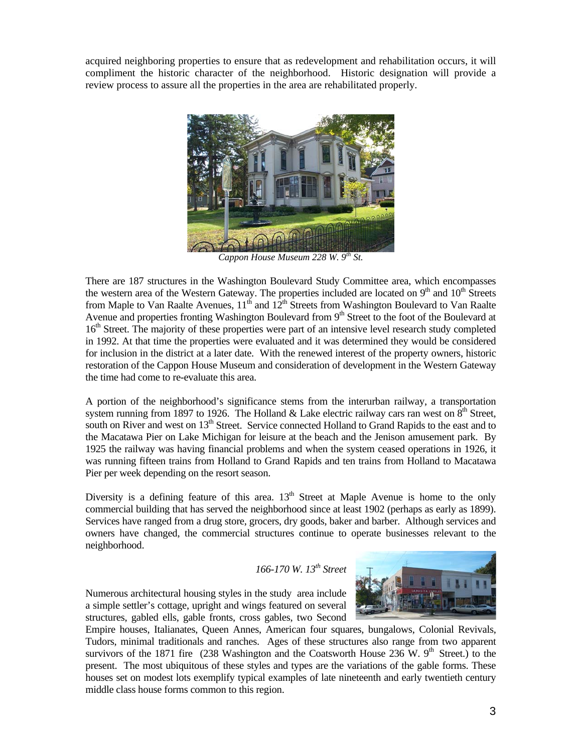acquired neighboring properties to ensure that as redevelopment and rehabilitation occurs, it will compliment the historic character of the neighborhood. Historic designation will provide a review process to assure all the properties in the area are rehabilitated properly.

*Cappon House Museum 228 W. 9th St.*

There are 187 structures in the Washington Boulevard Study Committee area, which encompasses the western area of the Western Gateway. The properties included are located on 9th and 10th Streets from Maple to Van Raalte Avenues, 11th and 12th Streets from Washington Boulevard to Van Raalte Avenue and properties fronting Washington Boulevard from 9th Street to the foot of the Boulevard at 16th Street. The majority of these properties were part of an intensive level research study completed in 1992. At that time the properties were evaluated and it was determined they would be considered for inclusion in the district at a later date. With the renewed interest of the property owners, historic restoration of the Cappon House Museum and consideration of development in the Western Gateway the time had come to re-evaluate this area.

A portion of the neighborhood's significance stems from the interurban railway, a transportation system running from 1897 to 1926. The Holland & Lake electric railway cars ran west on 8th Street, south on River and west on 13th Street. Service connected Holland to Grand Rapids to the east and to the Macatawa Pier on Lake Michigan for leisure at the beach and the Jenison amusement park. By 1925 the railway was having financial problems and when the system ceased operations in 1926, it was running fifteen trains from Holland to Grand Rapids and ten trains from Holland to Macatawa Pier per week depending on the resort season.

Diversity is a defining feature of this area. 13th Street at Maple Avenue is home to the only commercial building that has served the neighborhood since at least 1902 (perhaps as early as 1899). Services have ranged from a drug store, grocers, dry goods, baker and barber. Although services and owners have changed, the commercial structures continue to operate businesses relevant to the neighborhood.

*166-170 W. 13th Street*

Numerous architectural housing styles in the study area include a simple settler's cottage, upright and wings featured on several structures, gabled ells, gable fronts, cross gables, two Second Empire houses, Italianates, Queen Annes, American four squares, bungalows, Colonial Revivals, Tudors, minimal traditionals and ranches. Ages of these structures also range from two apparent survivors of the 1871 fire (238 Washington and the Coatsworth House 236 W. 9th Street.) to the present. The most ubiquitous of these styles and types are the variations of the gable forms. These houses set on modest lots exemplify typical examples of late nineteenth and early twentieth century middle class house forms common to this region.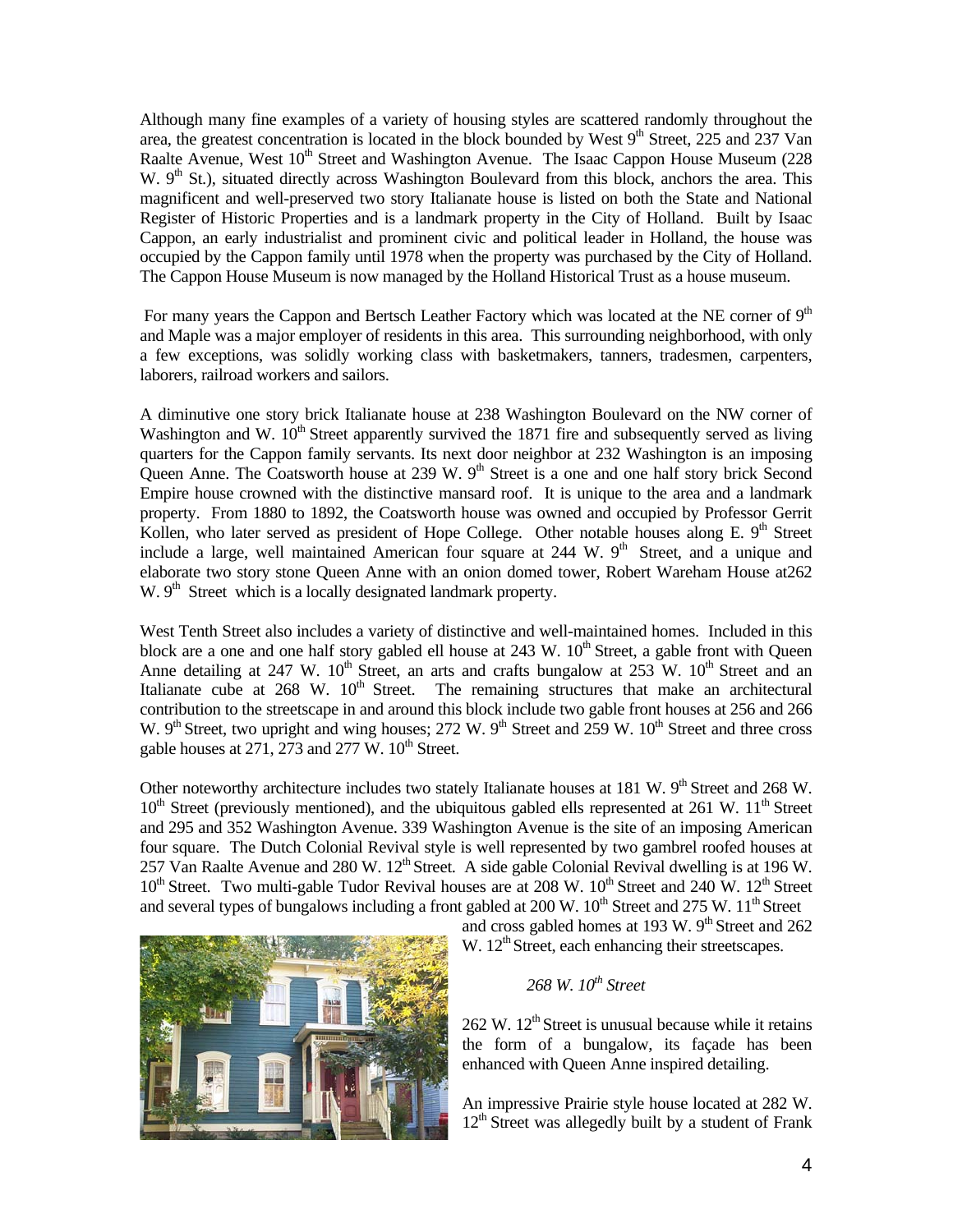Although many fine examples of a variety of housing styles are scattered randomly throughout the area, the greatest concentration is located in the block bounded by West 9th Street, 225 and 237 Van Raalte Avenue, West 10th Street and Washington Avenue. The Isaac Cappon House Museum (228 W. 9th St.), situated directly across Washington Boulevard from this block, anchors the area. This magnificent and well-preserved two story Italianate house is listed on both the State and National Register of Historic Properties and is a landmark property in the City of Holland. Built by Isaac Cappon, an early industrialist and prominent civic and political leader in Holland, the house was occupied by the Cappon family until 1978 when the property was purchased by the City of Holland. The Cappon House Museum is now managed by the Holland Historical Trust as a house museum.

For many years the Cappon and Bertsch Leather Factory which was located at the NE corner of 9th and Maple was a major employer of residents in this area. This surrounding neighborhood, with only a few exceptions, was solidly working class with basketmakers, tanners, tradesmen, carpenters, laborers, railroad workers and sailors.

A diminutive one story brick Italianate house at 238 Washington Boulevard on the NW corner of Washington and W. 10th Street apparently survived the 1871 fire and subsequently served as living quarters for the Cappon family servants. Its next door neighbor at 232 Washington is an imposing Queen Anne. The Coatsworth house at 239 W. 9th Street is a one and one half story brick Second Empire house crowned with the distinctive mansard roof. It is unique to the area and a landmark property. From 1880 to 1892, the Coatsworth house was owned and occupied by Professor Gerrit Kollen, who later served as president of Hope College. Other notable houses along E. 9th Street include a large, well maintained American four square at 244 W. 9th Street, and a unique and elaborate two story stone Queen Anne with an onion domed tower, Robert Wareham House at262 W. 9th Street which is a locally designated landmark property.

West Tenth Street also includes a variety of distinctive and well-maintained homes. Included in this block are a one and one half story gabled ell house at 243 W. 10th Street, a gable front with Queen Anne detailing at 247 W. 10th Street, an arts and crafts bungalow at 253 W. 10th Street and an Italianate cube at 268 W. 10th Street. The remaining structures that make an architectural contribution to the streetscape in and around this block include two gable front houses at 256 and 266 W. 9th Street, two upright and wing houses; 272 W. 9th Street and 259 W. 10th Street and three cross gable houses at 271, 273 and 277 W. 10th Street.

Other noteworthy architecture includes two stately Italianate houses at 181 W. 9th Street and 268 W. 10th Street (previously mentioned), and the ubiquitous gabled ells represented at 261 W. 11th Street and 295 and 352 Washington Avenue. 339 Washington Avenue is the site of an imposing American four square. The Dutch Colonial Revival style is well represented by two gambrel roofed houses at 257 Van Raalte Avenue and 280 W. 12th Street. A side gable Colonial Revival dwelling is at 196 W. 10th Street. Two multi-gable Tudor Revival houses are at 208 W. 10th Street and 240 W. 12th Street and several types of bungalows including a front gabled at 200 W. 10th Street and 275 W. 11th Street and cross gabled homes at 193 W. 9th Street and 262 W. 12th Street, each enhancing their streetscapes.

*268 W. 10th Street*

262 W. 12th Street is unusual because while it retains the form of a bungalow, its façade has been enhanced with Queen Anne inspired detailing.

An impressive Prairie style house located at 282 W. 12th Street was allegedly built by a student of Frank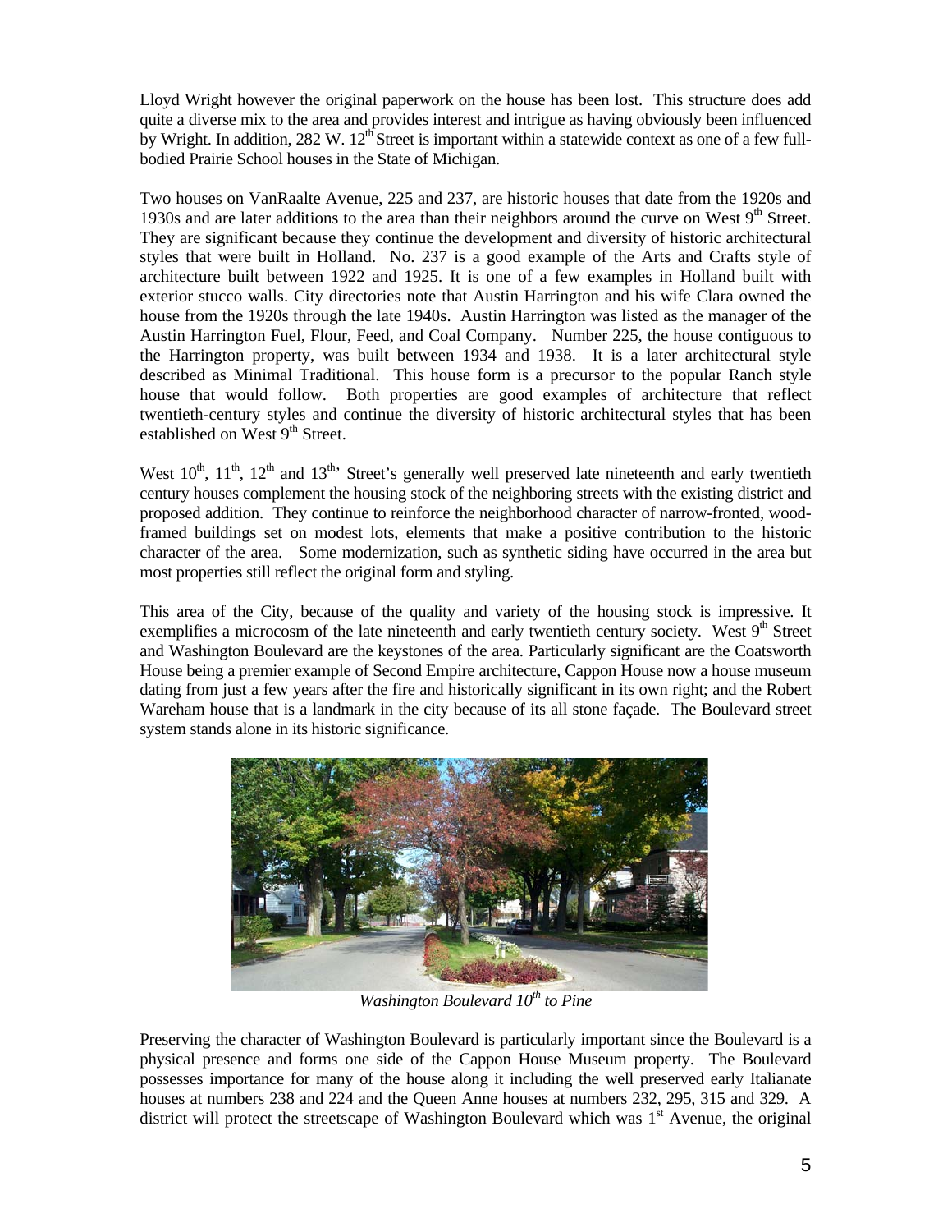Lloyd Wright however the original paperwork on the house has been lost. This structure does add quite a diverse mix to the area and provides interest and intrigue as having obviously been influenced by Wright. In addition, 282 W. 12th Street is important within a statewide context as one of a few full-bodied Prairie School houses in the State of Michigan.

Two houses on VanRaalte Avenue, 225 and 237, are historic houses that date from the 1920s and 1930s and are later additions to the area than their neighbors around the curve on West 9th Street. They are significant because they continue the development and diversity of historic architectural styles that were built in Holland. No. 237 is a good example of the Arts and Crafts style of architecture built between 1922 and 1925. It is one of a few examples in Holland built with exterior stucco walls. City directories note that Austin Harrington and his wife Clara owned the house from the 1920s through the late 1940s. Austin Harrington was listed as the manager of the Austin Harrington Fuel, Flour, Feed, and Coal Company. Number 225, the house contiguous to the Harrington property, was built between 1934 and 1938. It is a later architectural style described as Minimal Traditional. This house form is a precursor to the popular Ranch style house that would follow. Both properties are good examples of architecture that reflect twentieth-century styles and continue the diversity of historic architectural styles that has been established on West 9th Street.

West 10th, 11th, 12th and 13th' Street's generally well preserved late nineteenth and early twentieth century houses complement the housing stock of the neighboring streets with the existing district and proposed addition. They continue to reinforce the neighborhood character of narrow-fronted, wood-framed buildings set on modest lots, elements that make a positive contribution to the historic character of the area. Some modernization, such as synthetic siding have occurred in the area but most properties still reflect the original form and styling.

This area of the City, because of the quality and variety of the housing stock is impressive. It exemplifies a microcosm of the late nineteenth and early twentieth century society. West 9th Street and Washington Boulevard are the keystones of the area. Particularly significant are the Coatsworth House being a premier example of Second Empire architecture, Cappon House now a house museum dating from just a few years after the fire and historically significant in its own right; and the Robert Wareham house that is a landmark in the city because of its all stone façade. The Boulevard street system stands alone in its historic significance.

*Washington Boulevard 10th to Pine*

Preserving the character of Washington Boulevard is particularly important since the Boulevard is a physical presence and forms one side of the Cappon House Museum property. The Boulevard possesses importance for many of the house along it including the well preserved early Italianate houses at numbers 238 and 224 and the Queen Anne houses at numbers 232, 295, 315 and 329. A district will protect the streetscape of Washington Boulevard which was 1st Avenue, the original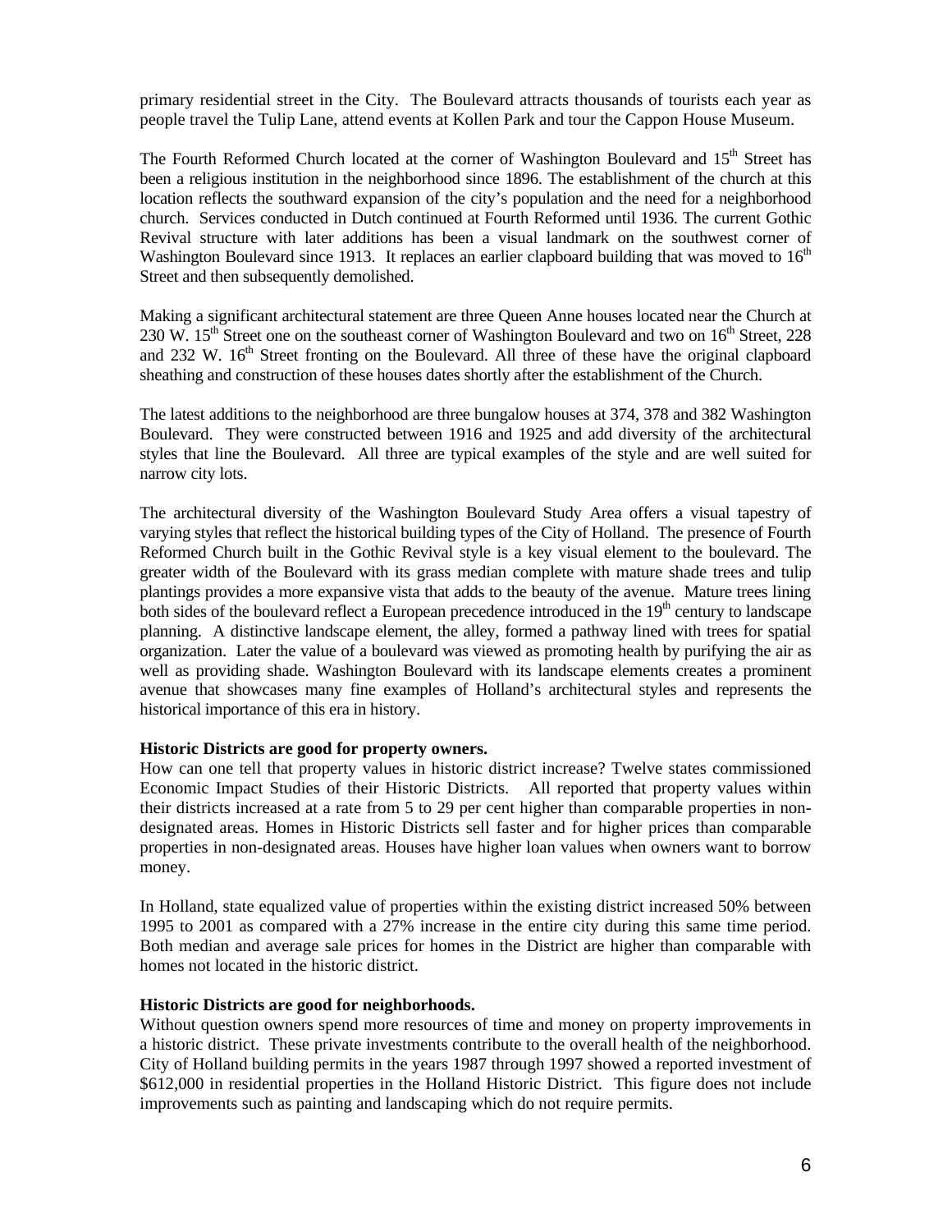primary residential street in the City. The Boulevard attracts thousands of tourists each year as people travel the Tulip Lane, attend events at Kollen Park and tour the Cappon House Museum.

The Fourth Reformed Church located at the corner of Washington Boulevard and 15th Street has been a religious institution in the neighborhood since 1896. The establishment of the church at this location reflects the southward expansion of the city's population and the need for a neighborhood church. Services conducted in Dutch continued at Fourth Reformed until 1936. The current Gothic Revival structure with later additions has been a visual landmark on the southwest corner of Washington Boulevard since 1913. It replaces an earlier clapboard building that was moved to 16th Street and then subsequently demolished.

Making a significant architectural statement are three Queen Anne houses located near the Church at 230 W. 15th Street one on the southeast corner of Washington Boulevard and two on 16th Street, 228 and 232 W. 16th Street fronting on the Boulevard. All three of these have the original clapboard sheathing and construction of these houses dates shortly after the establishment of the Church.

The latest additions to the neighborhood are three bungalow houses at 374, 378 and 382 Washington Boulevard. They were constructed between 1916 and 1925 and add diversity of the architectural styles that line the Boulevard. All three are typical examples of the style and are well suited for narrow city lots.

The architectural diversity of the Washington Boulevard Study Area offers a visual tapestry of varying styles that reflect the historical building types of the City of Holland. The presence of Fourth Reformed Church built in the Gothic Revival style is a key visual element to the boulevard. The greater width of the Boulevard with its grass median complete with mature shade trees and tulip plantings provides a more expansive vista that adds to the beauty of the avenue. Mature trees lining both sides of the boulevard reflect a European precedence introduced in the 19th century to landscape planning. A distinctive landscape element, the alley, formed a pathway lined with trees for spatial organization. Later the value of a boulevard was viewed as promoting health by purifying the air as well as providing shade. Washington Boulevard with its landscape elements creates a prominent avenue that showcases many fine examples of Holland's architectural styles and represents the historical importance of this era in history.

**Historic Districts are good for property owners.**

How can one tell that property values in historic district increase? Twelve states commissioned Economic Impact Studies of their Historic Districts. All reported that property values within their districts increased at a rate from 5 to 29 per cent higher than comparable properties in non-designated areas. Homes in Historic Districts sell faster and for higher prices than comparable properties in non-designated areas. Houses have higher loan values when owners want to borrow money.

In Holland, state equalized value of properties within the existing district increased 50% between 1995 to 2001 as compared with a 27% increase in the entire city during this same time period. Both median and average sale prices for homes in the District are higher than comparable with homes not located in the historic district.

**Historic Districts are good for neighborhoods.**

Without question owners spend more resources of time and money on property improvements in a historic district. These private investments contribute to the overall health of the neighborhood. City of Holland building permits in the years 1987 through 1997 showed a reported investment of \$612,000 in residential properties in the Holland Historic District. This figure does not include improvements such as painting and landscaping which do not require permits.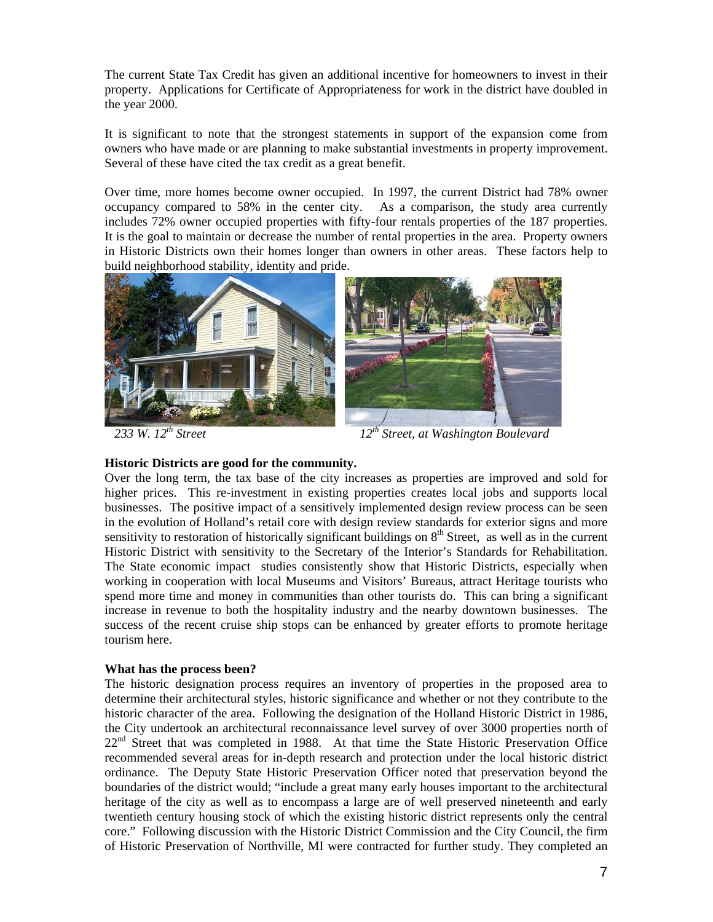The current State Tax Credit has given an additional incentive for homeowners to invest in their property. Applications for Certificate of Appropriateness for work in the district have doubled in the year 2000.

It is significant to note that the strongest statements in support of the expansion come from owners who have made or are planning to make substantial investments in property improvement. Several of these have cited the tax credit as a great benefit.

Over time, more homes become owner occupied. In 1997, the current District had 78% owner occupancy compared to 58% in the center city. As a comparison, the study area currently includes 72% owner occupied properties with fifty-four rentals properties of the 187 properties. It is the goal to maintain or decrease the number of rental properties in the area. Property owners in Historic Districts own their homes longer than owners in other areas. These factors help to build neighborhood stability, identity and pride.

*233 W. 12th Street*

*12th Street, at Washington Boulevard*

**Historic Districts are good for the community.**

Over the long term, the tax base of the city increases as properties are improved and sold for higher prices. This re-investment in existing properties creates local jobs and supports local businesses. The positive impact of a sensitively implemented design review process can be seen in the evolution of Holland's retail core with design review standards for exterior signs and more sensitivity to restoration of historically significant buildings on 8th Street, as well as in the current Historic District with sensitivity to the Secretary of the Interior's Standards for Rehabilitation. The State economic impact studies consistently show that Historic Districts, especially when working in cooperation with local Museums and Visitors' Bureaus, attract Heritage tourists who spend more time and money in communities than other tourists do. This can bring a significant increase in revenue to both the hospitality industry and the nearby downtown businesses. The success of the recent cruise ship stops can be enhanced by greater efforts to promote heritage tourism here.

**What has the process been?**

The historic designation process requires an inventory of properties in the proposed area to determine their architectural styles, historic significance and whether or not they contribute to the historic character of the area. Following the designation of the Holland Historic District in 1986, the City undertook an architectural reconnaissance level survey of over 3000 properties north of 22nd Street that was completed in 1988. At that time the State Historic Preservation Office recommended several areas for in-depth research and protection under the local historic district ordinance. The Deputy State Historic Preservation Officer noted that preservation beyond the boundaries of the district would; "include a great many early houses important to the architectural heritage of the city as well as to encompass a large are of well preserved nineteenth and early twentieth century housing stock of which the existing historic district represents only the central core." Following discussion with the Historic District Commission and the City Council, the firm of Historic Preservation of Northville, MI were contracted for further study. They completed an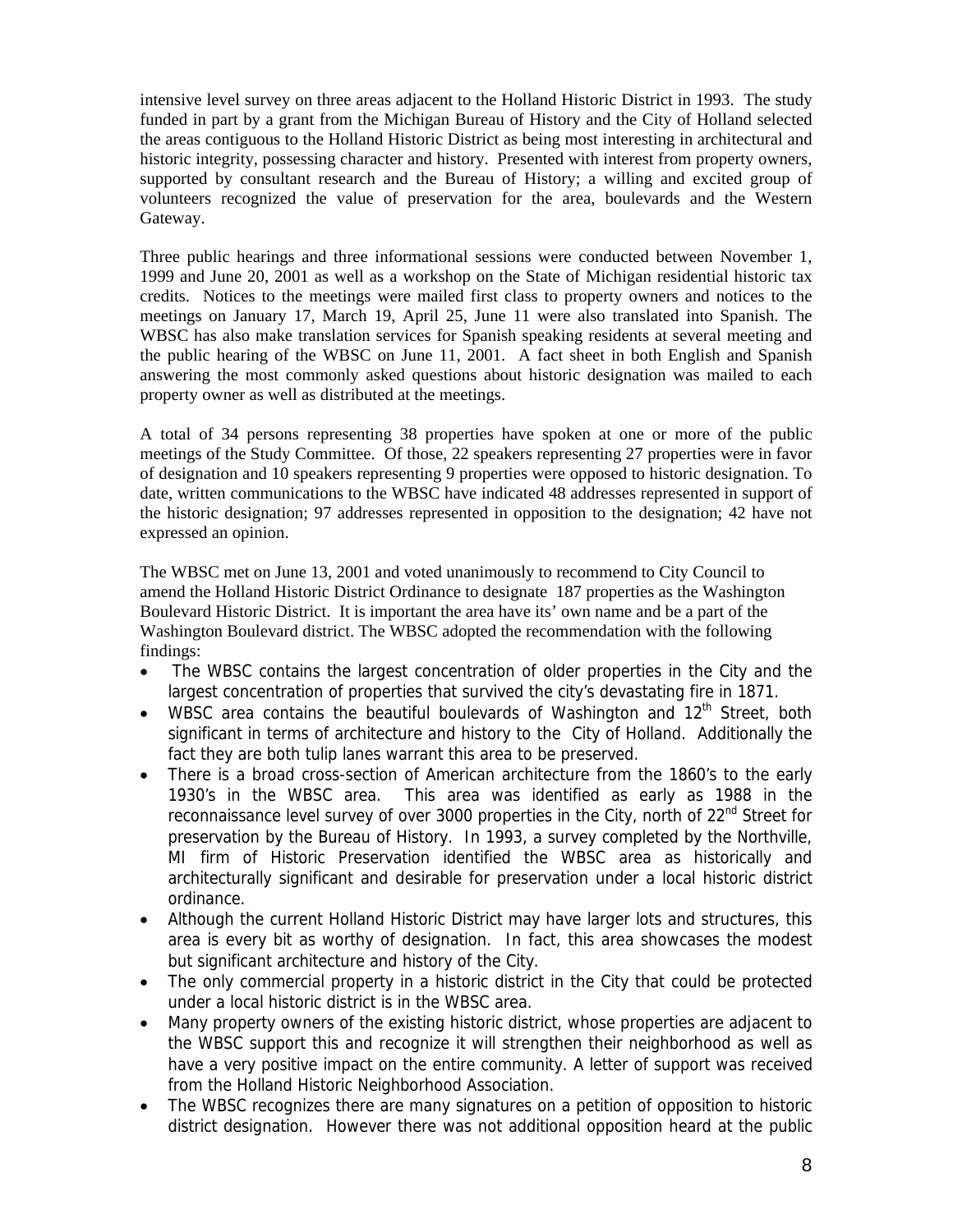intensive level survey on three areas adjacent to the Holland Historic District in 1993. The study funded in part by a grant from the Michigan Bureau of History and the City of Holland selected the areas contiguous to the Holland Historic District as being most interesting in architectural and historic integrity, possessing character and history. Presented with interest from property owners, supported by consultant research and the Bureau of History; a willing and excited group of volunteers recognized the value of preservation for the area, boulevards and the Western Gateway.

Three public hearings and three informational sessions were conducted between November 1, 1999 and June 20, 2001 as well as a workshop on the State of Michigan residential historic tax credits. Notices to the meetings were mailed first class to property owners and notices to the meetings on January 17, March 19, April 25, June 11 were also translated into Spanish. The WBSC has also make translation services for Spanish speaking residents at several meeting and the public hearing of the WBSC on June 11, 2001. A fact sheet in both English and Spanish answering the most commonly asked questions about historic designation was mailed to each property owner as well as distributed at the meetings.

A total of 34 persons representing 38 properties have spoken at one or more of the public meetings of the Study Committee. Of those, 22 speakers representing 27 properties were in favor of designation and 10 speakers representing 9 properties were opposed to historic designation. To date, written communications to the WBSC have indicated 48 addresses represented in support of the historic designation; 97 addresses represented in opposition to the designation; 42 have not expressed an opinion.

The WBSC met on June 13, 2001 and voted unanimously to recommend to City Council to amend the Holland Historic District Ordinance to designate 187 properties as the Washington Boulevard Historic District. It is important the area have its' own name and be a part of the Washington Boulevard district. The WBSC adopted the recommendation with the following findings:

- The WBSC contains the largest concentration of older properties in the City and the largest concentration of properties that survived the city's devastating fire in 1871.
- WBSC area contains the beautiful boulevards of Washington and 12th Street, both significant in terms of architecture and history to the City of Holland. Additionally the fact they are both tulip lanes warrant this area to be preserved.
- There is a broad cross-section of American architecture from the 1860's to the early 1930's in the WBSC area. This area was identified as early as 1988 in the reconnaissance level survey of over 3000 properties in the City, north of 22nd Street for preservation by the Bureau of History. In 1993, a survey completed by the Northville, MI firm of Historic Preservation identified the WBSC area as historically and architecturally significant and desirable for preservation under a local historic district ordinance.
- Although the current Holland Historic District may have larger lots and structures, this area is every bit as worthy of designation. In fact, this area showcases the modest but significant architecture and history of the City.
- The only commercial property in a historic district in the City that could be protected under a local historic district is in the WBSC area.
- Many property owners of the existing historic district, whose properties are adjacent to the WBSC support this and recognize it will strengthen their neighborhood as well as have a very positive impact on the entire community. A letter of support was received from the Holland Historic Neighborhood Association.
- The WBSC recognizes there are many signatures on a petition of opposition to historic district designation. However there was not additional opposition heard at the public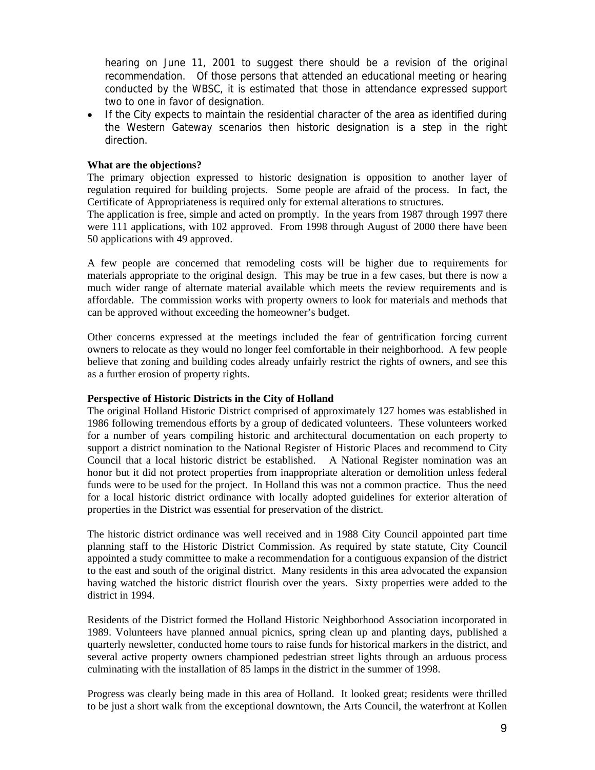hearing on June 11, 2001 to suggest there should be a revision of the original recommendation. Of those persons that attended an educational meeting or hearing conducted by the WBSC, it is estimated that those in attendance expressed support two to one in favor of designation.

- If the City expects to maintain the residential character of the area as identified during the Western Gateway scenarios then historic designation is a step in the right direction.

**What are the objections?**

The primary objection expressed to historic designation is opposition to another layer of regulation required for building projects. Some people are afraid of the process. In fact, the Certificate of Appropriateness is required only for external alterations to structures.

The application is free, simple and acted on promptly. In the years from 1987 through 1997 there were 111 applications, with 102 approved. From 1998 through August of 2000 there have been 50 applications with 49 approved.

A few people are concerned that remodeling costs will be higher due to requirements for materials appropriate to the original design. This may be true in a few cases, but there is now a much wider range of alternate material available which meets the review requirements and is affordable. The commission works with property owners to look for materials and methods that can be approved without exceeding the homeowner's budget.

Other concerns expressed at the meetings included the fear of gentrification forcing current owners to relocate as they would no longer feel comfortable in their neighborhood. A few people believe that zoning and building codes already unfairly restrict the rights of owners, and see this as a further erosion of property rights.

**Perspective of Historic Districts in the City of Holland**

The original Holland Historic District comprised of approximately 127 homes was established in 1986 following tremendous efforts by a group of dedicated volunteers. These volunteers worked for a number of years compiling historic and architectural documentation on each property to support a district nomination to the National Register of Historic Places and recommend to City Council that a local historic district be established. A National Register nomination was an honor but it did not protect properties from inappropriate alteration or demolition unless federal funds were to be used for the project. In Holland this was not a common practice. Thus the need for a local historic district ordinance with locally adopted guidelines for exterior alteration of properties in the District was essential for preservation of the district.

The historic district ordinance was well received and in 1988 City Council appointed part time planning staff to the Historic District Commission. As required by state statute, City Council appointed a study committee to make a recommendation for a contiguous expansion of the district to the east and south of the original district. Many residents in this area advocated the expansion having watched the historic district flourish over the years. Sixty properties were added to the district in 1994.

Residents of the District formed the Holland Historic Neighborhood Association incorporated in 1989. Volunteers have planned annual picnics, spring clean up and planting days, published a quarterly newsletter, conducted home tours to raise funds for historical markers in the district, and several active property owners championed pedestrian street lights through an arduous process culminating with the installation of 85 lamps in the district in the summer of 1998.

Progress was clearly being made in this area of Holland. It looked great; residents were thrilled to be just a short walk from the exceptional downtown, the Arts Council, the waterfront at Kollen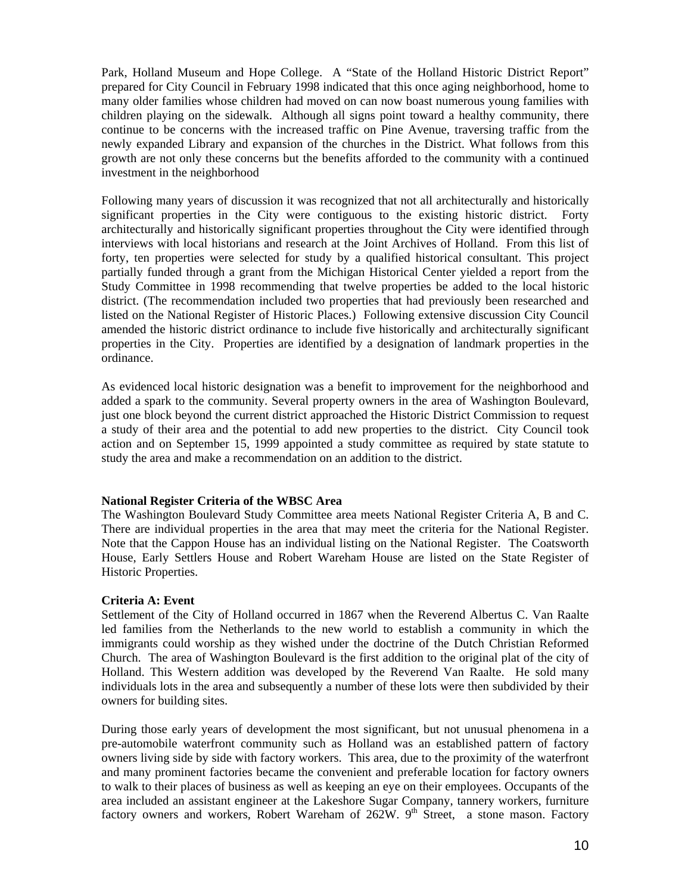Park, Holland Museum and Hope College. A "State of the Holland Historic District Report" prepared for City Council in February 1998 indicated that this once aging neighborhood, home to many older families whose children had moved on can now boast numerous young families with children playing on the sidewalk. Although all signs point toward a healthy community, there continue to be concerns with the increased traffic on Pine Avenue, traversing traffic from the newly expanded Library and expansion of the churches in the District. What follows from this growth are not only these concerns but the benefits afforded to the community with a continued investment in the neighborhood

Following many years of discussion it was recognized that not all architecturally and historically significant properties in the City were contiguous to the existing historic district. Forty architecturally and historically significant properties throughout the City were identified through interviews with local historians and research at the Joint Archives of Holland. From this list of forty, ten properties were selected for study by a qualified historical consultant. This project partially funded through a grant from the Michigan Historical Center yielded a report from the Study Committee in 1998 recommending that twelve properties be added to the local historic district. (The recommendation included two properties that had previously been researched and listed on the National Register of Historic Places.) Following extensive discussion City Council amended the historic district ordinance to include five historically and architecturally significant properties in the City. Properties are identified by a designation of landmark properties in the ordinance.

As evidenced local historic designation was a benefit to improvement for the neighborhood and added a spark to the community. Several property owners in the area of Washington Boulevard, just one block beyond the current district approached the Historic District Commission to request a study of their area and the potential to add new properties to the district. City Council took action and on September 15, 1999 appointed a study committee as required by state statute to study the area and make a recommendation on an addition to the district.

**National Register Criteria of the WBSC Area**

The Washington Boulevard Study Committee area meets National Register Criteria A, B and C. There are individual properties in the area that may meet the criteria for the National Register. Note that the Cappon House has an individual listing on the National Register. The Coatsworth House, Early Settlers House and Robert Wareham House are listed on the State Register of Historic Properties.

**Criteria A: Event**

Settlement of the City of Holland occurred in 1867 when the Reverend Albertus C. Van Raalte led families from the Netherlands to the new world to establish a community in which the immigrants could worship as they wished under the doctrine of the Dutch Christian Reformed Church. The area of Washington Boulevard is the first addition to the original plat of the city of Holland. This Western addition was developed by the Reverend Van Raalte. He sold many individuals lots in the area and subsequently a number of these lots were then subdivided by their owners for building sites.

During those early years of development the most significant, but not unusual phenomena in a pre-automobile waterfront community such as Holland was an established pattern of factory owners living side by side with factory workers. This area, due to the proximity of the waterfront and many prominent factories became the convenient and preferable location for factory owners to walk to their places of business as well as keeping an eye on their employees. Occupants of the area included an assistant engineer at the Lakeshore Sugar Company, tannery workers, furniture factory owners and workers, Robert Wareham of 262W. 9th Street, a stone mason. Factory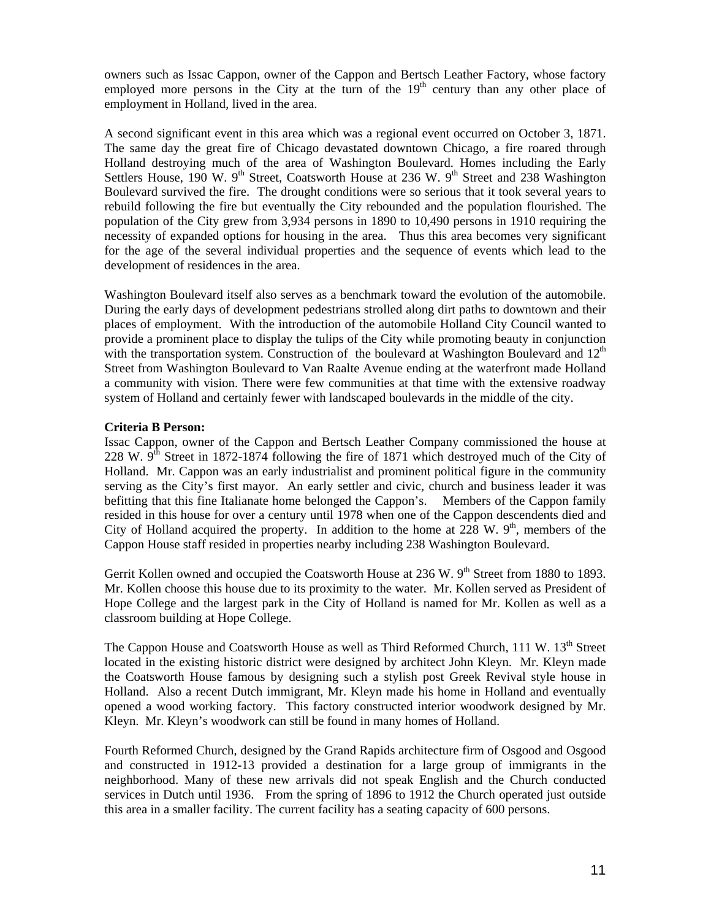owners such as Issac Cappon, owner of the Cappon and Bertsch Leather Factory, whose factory employed more persons in the City at the turn of the 19th century than any other place of employment in Holland, lived in the area.

A second significant event in this area which was a regional event occurred on October 3, 1871. The same day the great fire of Chicago devastated downtown Chicago, a fire roared through Holland destroying much of the area of Washington Boulevard. Homes including the Early Settlers House, 190 W. 9th Street, Coatsworth House at 236 W. 9th Street and 238 Washington Boulevard survived the fire. The drought conditions were so serious that it took several years to rebuild following the fire but eventually the City rebounded and the population flourished. The population of the City grew from 3,934 persons in 1890 to 10,490 persons in 1910 requiring the necessity of expanded options for housing in the area. Thus this area becomes very significant for the age of the several individual properties and the sequence of events which lead to the development of residences in the area.

Washington Boulevard itself also serves as a benchmark toward the evolution of the automobile. During the early days of development pedestrians strolled along dirt paths to downtown and their places of employment. With the introduction of the automobile Holland City Council wanted to provide a prominent place to display the tulips of the City while promoting beauty in conjunction with the transportation system. Construction of the boulevard at Washington Boulevard and 12th Street from Washington Boulevard to Van Raalte Avenue ending at the waterfront made Holland a community with vision. There were few communities at that time with the extensive roadway system of Holland and certainly fewer with landscaped boulevards in the middle of the city.

**Criteria B Person:**
Issac Cappon, owner of the Cappon and Bertsch Leather Company commissioned the house at 228 W. 9th Street in 1872-1874 following the fire of 1871 which destroyed much of the City of Holland. Mr. Cappon was an early industrialist and prominent political figure in the community serving as the City's first mayor. An early settler and civic, church and business leader it was befitting that this fine Italianate home belonged the Cappon's. Members of the Cappon family resided in this house for over a century until 1978 when one of the Cappon descendents died and City of Holland acquired the property. In addition to the home at 228 W. 9th, members of the Cappon House staff resided in properties nearby including 238 Washington Boulevard.

Gerrit Kollen owned and occupied the Coatsworth House at 236 W. 9th Street from 1880 to 1893. Mr. Kollen choose this house due to its proximity to the water. Mr. Kollen served as President of Hope College and the largest park in the City of Holland is named for Mr. Kollen as well as a classroom building at Hope College.

The Cappon House and Coatsworth House as well as Third Reformed Church, 111 W. 13th Street located in the existing historic district were designed by architect John Kleyn. Mr. Kleyn made the Coatsworth House famous by designing such a stylish post Greek Revival style house in Holland. Also a recent Dutch immigrant, Mr. Kleyn made his home in Holland and eventually opened a wood working factory. This factory constructed interior woodwork designed by Mr. Kleyn. Mr. Kleyn's woodwork can still be found in many homes of Holland.

Fourth Reformed Church, designed by the Grand Rapids architecture firm of Osgood and Osgood and constructed in 1912-13 provided a destination for a large group of immigrants in the neighborhood. Many of these new arrivals did not speak English and the Church conducted services in Dutch until 1936. From the spring of 1896 to 1912 the Church operated just outside this area in a smaller facility. The current facility has a seating capacity of 600 persons.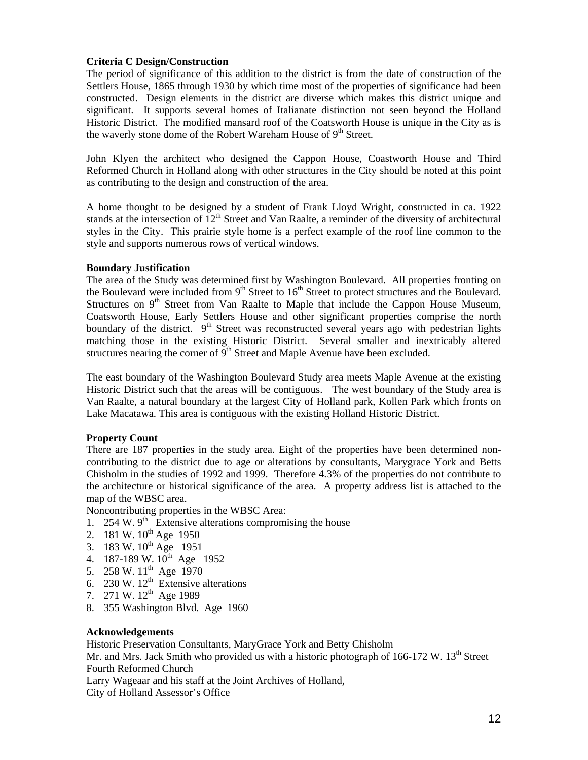**Criteria C Design/Construction**

The period of significance of this addition to the district is from the date of construction of the Settlers House, 1865 through 1930 by which time most of the properties of significance had been constructed. Design elements in the district are diverse which makes this district unique and significant. It supports several homes of Italianate distinction not seen beyond the Holland Historic District. The modified mansard roof of the Coatsworth House is unique in the City as is the waverly stone dome of the Robert Wareham House of 9th Street.

John Klyen the architect who designed the Cappon House, Coastworth House and Third Reformed Church in Holland along with other structures in the City should be noted at this point as contributing to the design and construction of the area.

A home thought to be designed by a student of Frank Lloyd Wright, constructed in ca. 1922 stands at the intersection of 12th Street and Van Raalte, a reminder of the diversity of architectural styles in the City. This prairie style home is a perfect example of the roof line common to the style and supports numerous rows of vertical windows.

**Boundary Justification**

The area of the Study was determined first by Washington Boulevard. All properties fronting on the Boulevard were included from 9th Street to 16th Street to protect structures and the Boulevard. Structures on 9th Street from Van Raalte to Maple that include the Cappon House Museum, Coatsworth House, Early Settlers House and other significant properties comprise the north boundary of the district. 9th Street was reconstructed several years ago with pedestrian lights matching those in the existing Historic District. Several smaller and inextricably altered structures nearing the corner of 9th Street and Maple Avenue have been excluded.

The east boundary of the Washington Boulevard Study area meets Maple Avenue at the existing Historic District such that the areas will be contiguous. The west boundary of the Study area is Van Raalte, a natural boundary at the largest City of Holland park, Kollen Park which fronts on Lake Macatawa. This area is contiguous with the existing Holland Historic District.

**Property Count**

There are 187 properties in the study area. Eight of the properties have been determined non-contributing to the district due to age or alterations by consultants, Marygrace York and Betts Chisholm in the studies of 1992 and 1999. Therefore 4.3% of the properties do not contribute to the architecture or historical significance of the area. A property address list is attached to the map of the WBSC area.

Noncontributing properties in the WBSC Area:

1. 254 W. 9th Extensive alterations compromising the house
2. 181 W. 10th Age 1950
3. 183 W. 10th Age 1951
4. 187-189 W. 10th Age 1952
5. 258 W. 11th Age 1970
6. 230 W. 12th Extensive alterations
7. 271 W. 12th Age 1989
8. 355 Washington Blvd. Age 1960

**Acknowledgements**

Historic Preservation Consultants, MaryGrace York and Betty Chisholm
Mr. and Mrs. Jack Smith who provided us with a historic photograph of 166-172 W. 13th Street
Fourth Reformed Church
Larry Wageaar and his staff at the Joint Archives of Holland,
City of Holland Assessor's Office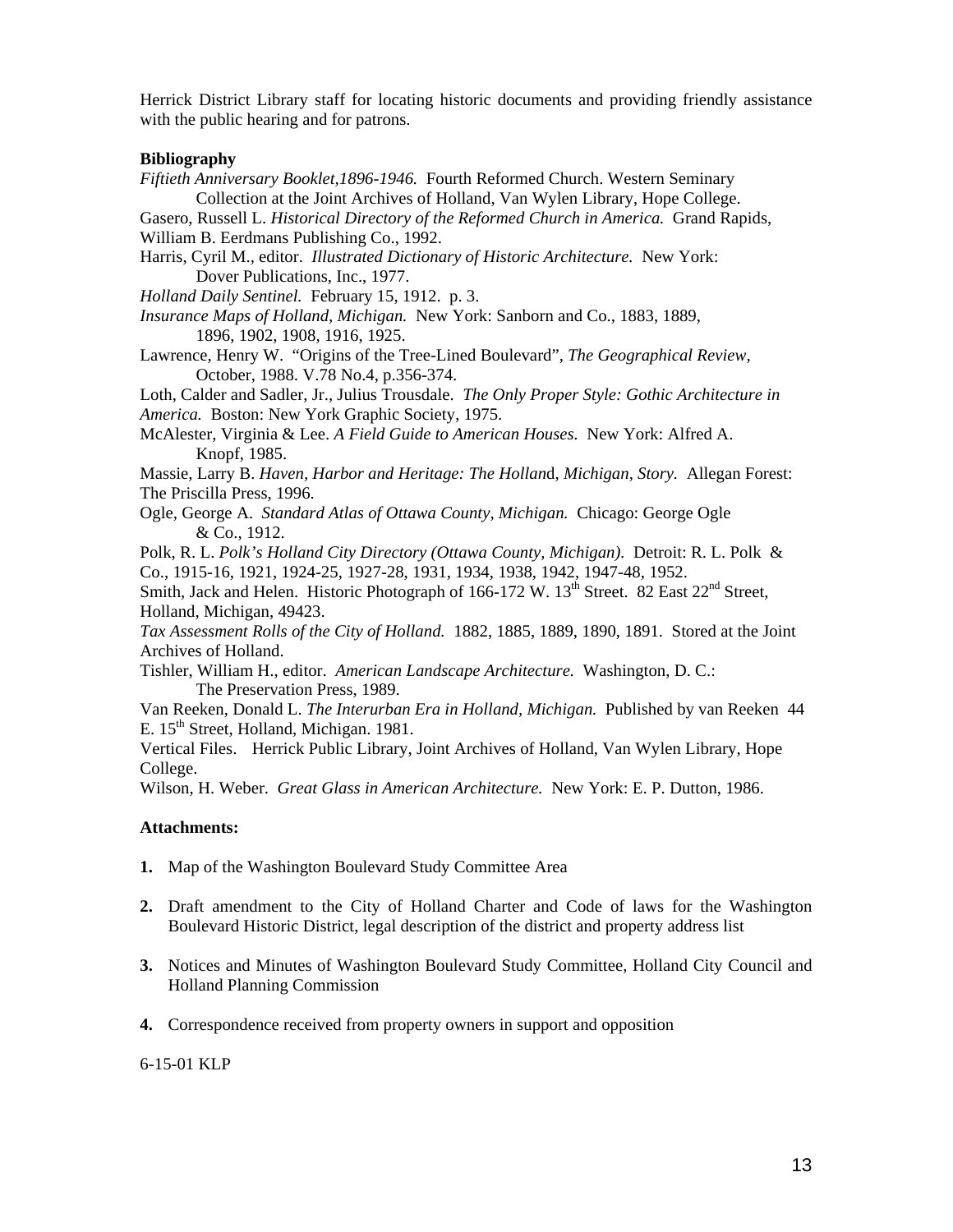Herrick District Library staff for locating historic documents and providing friendly assistance with the public hearing and for patrons.

**Bibliography**

*Fiftieth Anniversary Booklet,1896-1946.* Fourth Reformed Church. Western Seminary Collection at the Joint Archives of Holland, Van Wylen Library, Hope College.

Gasero, Russell L. *Historical Directory of the Reformed Church in America.* Grand Rapids, William B. Eerdmans Publishing Co., 1992.

Harris, Cyril M., editor. *Illustrated Dictionary of Historic Architecture.* New York: Dover Publications, Inc., 1977.

*Holland Daily Sentinel.* February 15, 1912. p. 3.

*Insurance Maps of Holland, Michigan.* New York: Sanborn and Co., 1883, 1889, 1896, 1902, 1908, 1916, 1925.

Lawrence, Henry W. "Origins of the Tree-Lined Boulevard", *The Geographical Review*, October, 1988. V.78 No.4, p.356-374.

Loth, Calder and Sadler, Jr., Julius Trousdale. *The Only Proper Style: Gothic Architecture in America.* Boston: New York Graphic Society, 1975.

McAlester, Virginia & Lee. *A Field Guide to American Houses.* New York: Alfred A. Knopf, 1985.

Massie, Larry B. *Haven, Harbor and Heritage: The Holland, Michigan, Story.* Allegan Forest: The Priscilla Press, 1996.

Ogle, George A. *Standard Atlas of Ottawa County, Michigan.* Chicago: George Ogle & Co., 1912.

Polk, R. L. *Polk's Holland City Directory (Ottawa County, Michigan).* Detroit: R. L. Polk & Co., 1915-16, 1921, 1924-25, 1927-28, 1931, 1934, 1938, 1942, 1947-48, 1952.

Smith, Jack and Helen. Historic Photograph of 166-172 W. 13th Street. 82 East 22nd Street, Holland, Michigan, 49423.

*Tax Assessment Rolls of the City of Holland.* 1882, 1885, 1889, 1890, 1891. Stored at the Joint Archives of Holland.

Tishler, William H., editor. *American Landscape Architecture.* Washington, D. C.: The Preservation Press, 1989.

Van Reeken, Donald L. *The Interurban Era in Holland, Michigan.* Published by van Reeken 44 E. 15th Street, Holland, Michigan. 1981.

Vertical Files. Herrick Public Library, Joint Archives of Holland, Van Wylen Library, Hope College.

Wilson, H. Weber. *Great Glass in American Architecture.* New York: E. P. Dutton, 1986.

**Attachments:**

1. Map of the Washington Boulevard Study Committee Area
2. Draft amendment to the City of Holland Charter and Code of laws for the Washington Boulevard Historic District, legal description of the district and property address list
3. Notices and Minutes of Washington Boulevard Study Committee, Holland City Council and Holland Planning Commission
4. Correspondence received from property owners in support and opposition

6-15-01 KLP